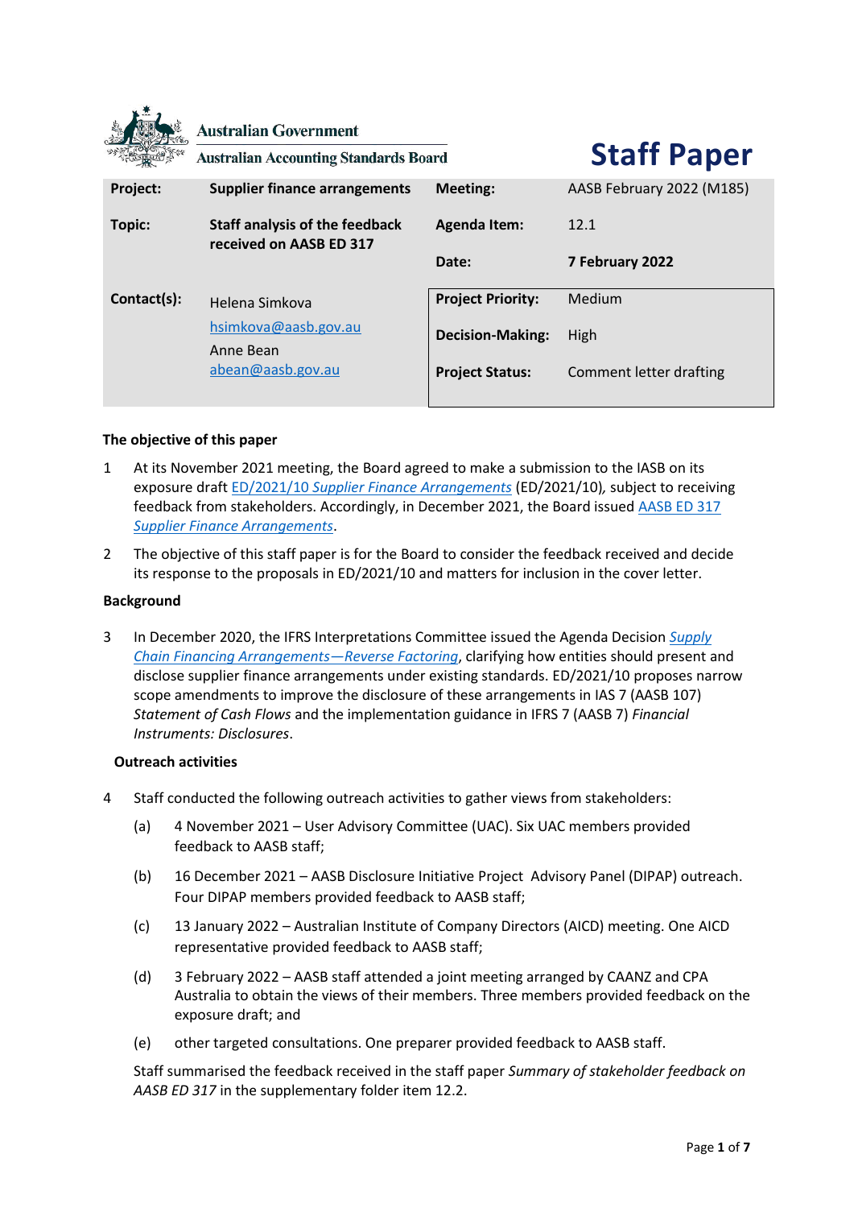Australian Government

Australian Accounting Standards Board

# Staff Paper

| | | | |
|---|---|---|---|
| **Project:** | **Supplier finance arrangements** | **Meeting:** | AASB February 2022 (M185) |
| **Topic:** | **Staff analysis of the feedback received on AASB ED 317** | **Agenda Item:** | 12.1 |
| | | **Date:** | **7 February 2022** |
| **Contact(s):** | Helena Simkova hsimkova@aasb.gov.au Anne Bean abean@aasb.gov.au | **Project Priority:** | Medium |
| | | **Decision-Making:** | High |
| | | **Project Status:** | Comment letter drafting |

### The objective of this paper

1 At its November 2021 meeting, the Board agreed to make a submission to the IASB on its exposure draft [ED/2021/10 *Supplier Finance Arrangements*] (ED/2021/10), subject to receiving feedback from stakeholders. Accordingly, in December 2021, the Board issued [AASB ED 317 *Supplier Finance Arrangements*].

2 The objective of this staff paper is for the Board to consider the feedback received and decide its response to the proposals in ED/2021/10 and matters for inclusion in the cover letter.

### Background

3 In December 2020, the IFRS Interpretations Committee issued the Agenda Decision [*Supply Chain Financing Arrangements—Reverse Factoring*], clarifying how entities should present and disclose supplier finance arrangements under existing standards. ED/2021/10 proposes narrow scope amendments to improve the disclosure of these arrangements in IAS 7 (AASB 107) *Statement of Cash Flows* and the implementation guidance in IFRS 7 (AASB 7) *Financial Instruments: Disclosures*.

#### Outreach activities

4 Staff conducted the following outreach activities to gather views from stakeholders:

(a) 4 November 2021 – User Advisory Committee (UAC). Six UAC members provided feedback to AASB staff;

(b) 16 December 2021 – AASB Disclosure Initiative Project Advisory Panel (DIPAP) outreach. Four DIPAP members provided feedback to AASB staff;

(c) 13 January 2022 – Australian Institute of Company Directors (AICD) meeting. One AICD representative provided feedback to AASB staff;

(d) 3 February 2022 – AASB staff attended a joint meeting arranged by CAANZ and CPA Australia to obtain the views of their members. Three members provided feedback on the exposure draft; and

(e) other targeted consultations. One preparer provided feedback to AASB staff.

Staff summarised the feedback received in the staff paper *Summary of stakeholder feedback on AASB ED 317* in the supplementary folder item 12.2.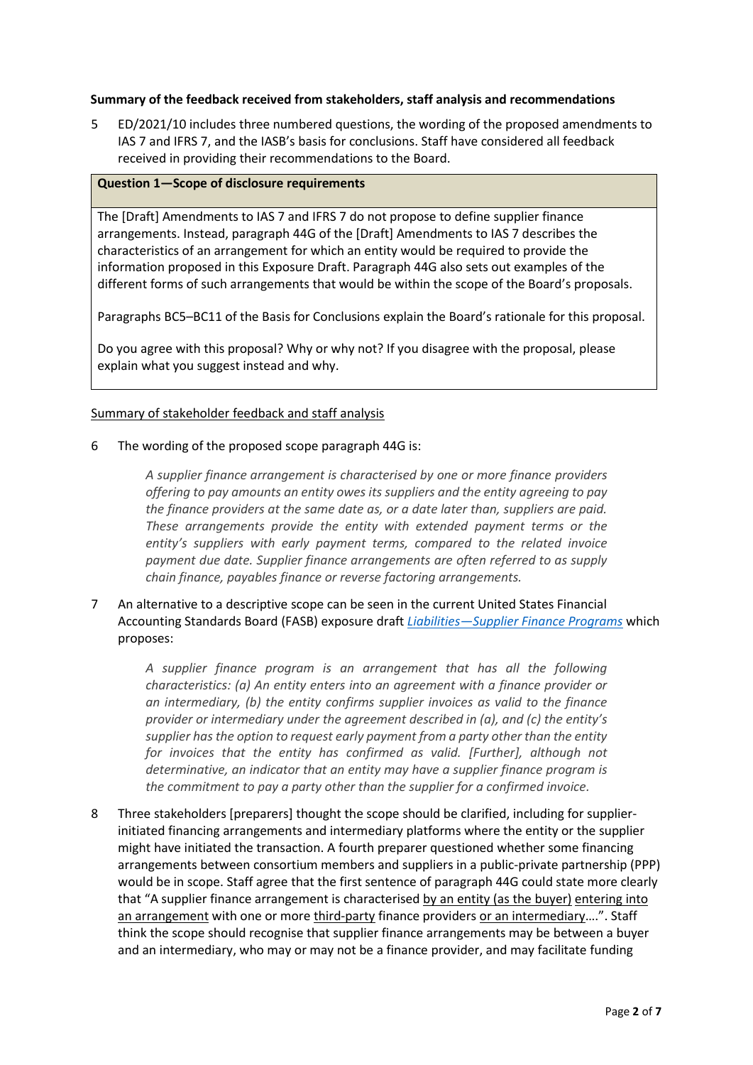**Summary of the feedback received from stakeholders, staff analysis and recommendations**

5 ED/2021/10 includes three numbered questions, the wording of the proposed amendments to IAS 7 and IFRS 7, and the IASB's basis for conclusions. Staff have considered all feedback received in providing their recommendations to the Board.

| **Question 1—Scope of disclosure requirements** |
|---|
| The [Draft] Amendments to IAS 7 and IFRS 7 do not propose to define supplier finance arrangements. Instead, paragraph 44G of the [Draft] Amendments to IAS 7 describes the characteristics of an arrangement for which an entity would be required to provide the information proposed in this Exposure Draft. Paragraph 44G also sets out examples of the different forms of such arrangements that would be within the scope of the Board's proposals.<br><br>Paragraphs BC5–BC11 of the Basis for Conclusions explain the Board's rationale for this proposal.<br><br>Do you agree with this proposal? Why or why not? If you disagree with the proposal, please explain what you suggest instead and why. |

Summary of stakeholder feedback and staff analysis

6 The wording of the proposed scope paragraph 44G is:

> *A supplier finance arrangement is characterised by one or more finance providers offering to pay amounts an entity owes its suppliers and the entity agreeing to pay the finance providers at the same date as, or a date later than, suppliers are paid. These arrangements provide the entity with extended payment terms or the entity's suppliers with early payment terms, compared to the related invoice payment due date. Supplier finance arrangements are often referred to as supply chain finance, payables finance or reverse factoring arrangements.*

7 An alternative to a descriptive scope can be seen in the current United States Financial Accounting Standards Board (FASB) exposure draft *Liabilities—Supplier Finance Programs* which proposes:

> *A supplier finance program is an arrangement that has all the following characteristics: (a) An entity enters into an agreement with a finance provider or an intermediary, (b) the entity confirms supplier invoices as valid to the finance provider or intermediary under the agreement described in (a), and (c) the entity's supplier has the option to request early payment from a party other than the entity for invoices that the entity has confirmed as valid. [Further], although not determinative, an indicator that an entity may have a supplier finance program is the commitment to pay a party other than the supplier for a confirmed invoice.*

8 Three stakeholders [preparers] thought the scope should be clarified, including for supplier-initiated financing arrangements and intermediary platforms where the entity or the supplier might have initiated the transaction. A fourth preparer questioned whether some financing arrangements between consortium members and suppliers in a public-private partnership (PPP) would be in scope. Staff agree that the first sentence of paragraph 44G could state more clearly that "A supplier finance arrangement is characterised <u>by an entity (as the buyer)</u> <u>entering into an arrangement</u> with one or more <u>third-party</u> finance providers <u>or an intermediary</u>….". Staff think the scope should recognise that supplier finance arrangements may be between a buyer and an intermediary, who may or may not be a finance provider, and may facilitate funding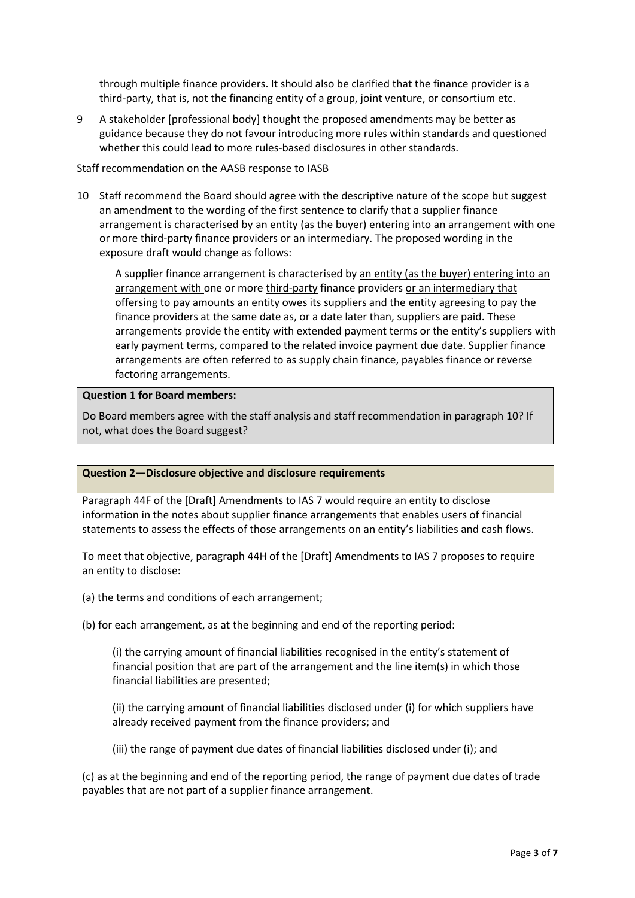through multiple finance providers. It should also be clarified that the finance provider is a third-party, that is, not the financing entity of a group, joint venture, or consortium etc.

9 A stakeholder [professional body] thought the proposed amendments may be better as guidance because they do not favour introducing more rules within standards and questioned whether this could lead to more rules-based disclosures in other standards.

<u>Staff recommendation on the AASB response to IASB</u>

10 Staff recommend the Board should agree with the descriptive nature of the scope but suggest an amendment to the wording of the first sentence to clarify that a supplier finance arrangement is characterised by an entity (as the buyer) entering into an arrangement with one or more third-party finance providers or an intermediary. The proposed wording in the exposure draft would change as follows:

> A supplier finance arrangement is characterised by <u>an entity (as the buyer) entering into an arrangement with</u> one or more <u>third-party</u> finance providers <u>or an intermediary that</u> <u>offer</u><u>s</u>~~ing~~ to pay amounts an entity owes its suppliers and the entity <u>agree</u><u>s</u>~~ing~~ to pay the finance providers at the same date as, or a date later than, suppliers are paid. These arrangements provide the entity with extended payment terms or the entity's suppliers with early payment terms, compared to the related invoice payment due date. Supplier finance arrangements are often referred to as supply chain finance, payables finance or reverse factoring arrangements.

**Question 1 for Board members:**

Do Board members agree with the staff analysis and staff recommendation in paragraph 10? If not, what does the Board suggest?

**Question 2—Disclosure objective and disclosure requirements**

Paragraph 44F of the [Draft] Amendments to IAS 7 would require an entity to disclose information in the notes about supplier finance arrangements that enables users of financial statements to assess the effects of those arrangements on an entity's liabilities and cash flows.

To meet that objective, paragraph 44H of the [Draft] Amendments to IAS 7 proposes to require an entity to disclose:

(a) the terms and conditions of each arrangement;

(b) for each arrangement, as at the beginning and end of the reporting period:

(i) the carrying amount of financial liabilities recognised in the entity's statement of financial position that are part of the arrangement and the line item(s) in which those financial liabilities are presented;

(ii) the carrying amount of financial liabilities disclosed under (i) for which suppliers have already received payment from the finance providers; and

(iii) the range of payment due dates of financial liabilities disclosed under (i); and

(c) as at the beginning and end of the reporting period, the range of payment due dates of trade payables that are not part of a supplier finance arrangement.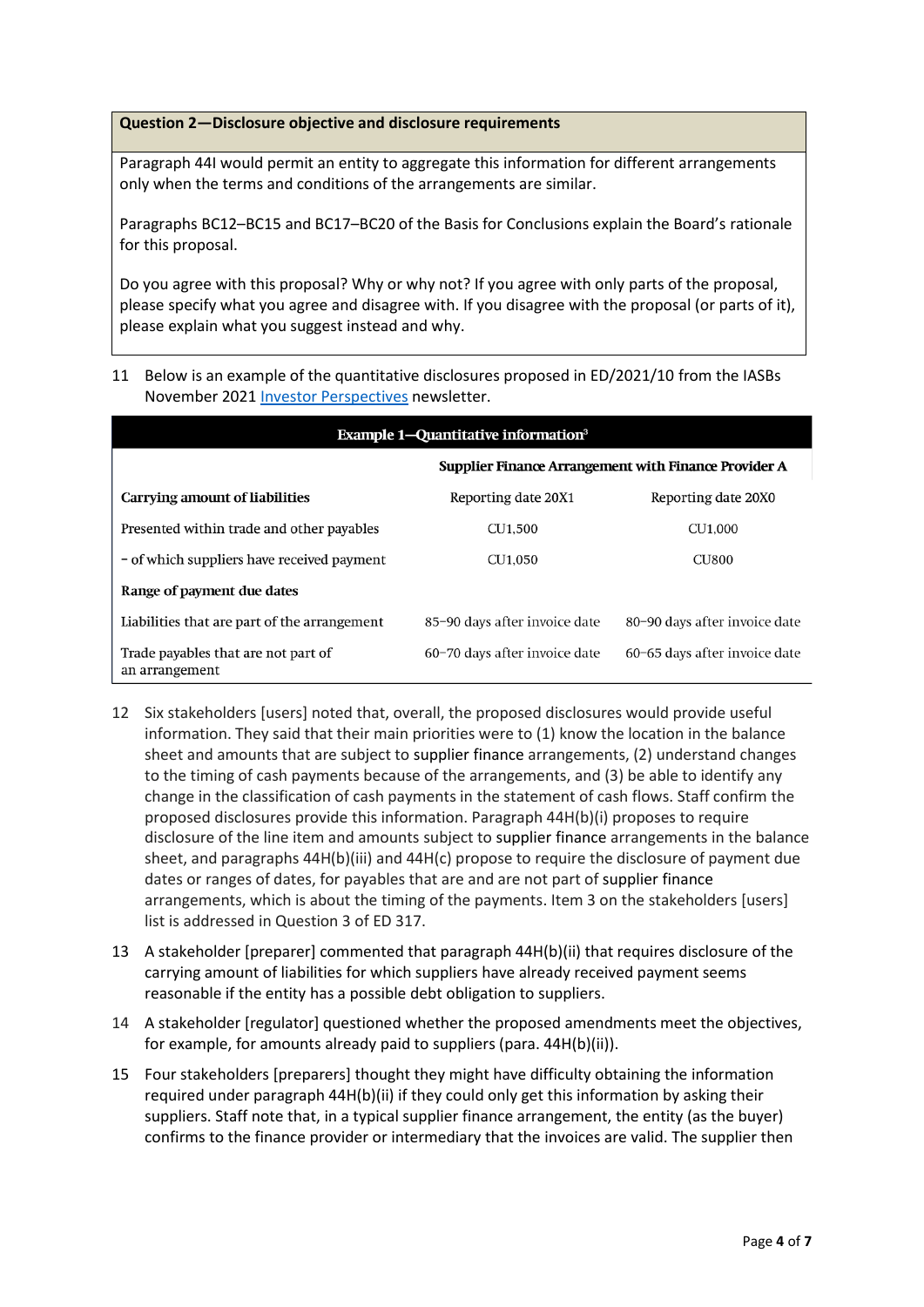| **Question 2—Disclosure objective and disclosure requirements** |
|---|
| Paragraph 44I would permit an entity to aggregate this information for different arrangements only when the terms and conditions of the arrangements are similar. <br><br> Paragraphs BC12–BC15 and BC17–BC20 of the Basis for Conclusions explain the Board's rationale for this proposal. <br><br> Do you agree with this proposal? Why or why not? If you agree with only parts of the proposal, please specify what you agree and disagree with. If you disagree with the proposal (or parts of it), please explain what you suggest instead and why. |

11 Below is an example of the quantitative disclosures proposed in ED/2021/10 from the IASBs November 2021 Investor Perspectives newsletter.

**Example 1—Quantitative information**[3]

| | **Supplier Finance Arrangement with Finance Provider A** | |
|---|---|---|
| **Carrying amount of liabilities** | Reporting date 20X1 | Reporting date 20X0 |
| Presented within trade and other payables | CU1,500 | CU1,000 |
| – of which suppliers have received payment | CU1,050 | CU800 |
| **Range of payment due dates** | | |
| Liabilities that are part of the arrangement | 85–90 days after invoice date | 80–90 days after invoice date |
| Trade payables that are not part of an arrangement | 60–70 days after invoice date | 60–65 days after invoice date |

12 Six stakeholders [users] noted that, overall, the proposed disclosures would provide useful information. They said that their main priorities were to (1) know the location in the balance sheet and amounts that are subject to supplier finance arrangements, (2) understand changes to the timing of cash payments because of the arrangements, and (3) be able to identify any change in the classification of cash payments in the statement of cash flows. Staff confirm the proposed disclosures provide this information. Paragraph 44H(b)(i) proposes to require disclosure of the line item and amounts subject to supplier finance arrangements in the balance sheet, and paragraphs 44H(b)(iii) and 44H(c) propose to require the disclosure of payment due dates or ranges of dates, for payables that are and are not part of supplier finance arrangements, which is about the timing of the payments. Item 3 on the stakeholders [users] list is addressed in Question 3 of ED 317.

13 A stakeholder [preparer] commented that paragraph 44H(b)(ii) that requires disclosure of the carrying amount of liabilities for which suppliers have already received payment seems reasonable if the entity has a possible debt obligation to suppliers.

14 A stakeholder [regulator] questioned whether the proposed amendments meet the objectives, for example, for amounts already paid to suppliers (para. 44H(b)(ii)).

15 Four stakeholders [preparers] thought they might have difficulty obtaining the information required under paragraph 44H(b)(ii) if they could only get this information by asking their suppliers. Staff note that, in a typical supplier finance arrangement, the entity (as the buyer) confirms to the finance provider or intermediary that the invoices are valid. The supplier then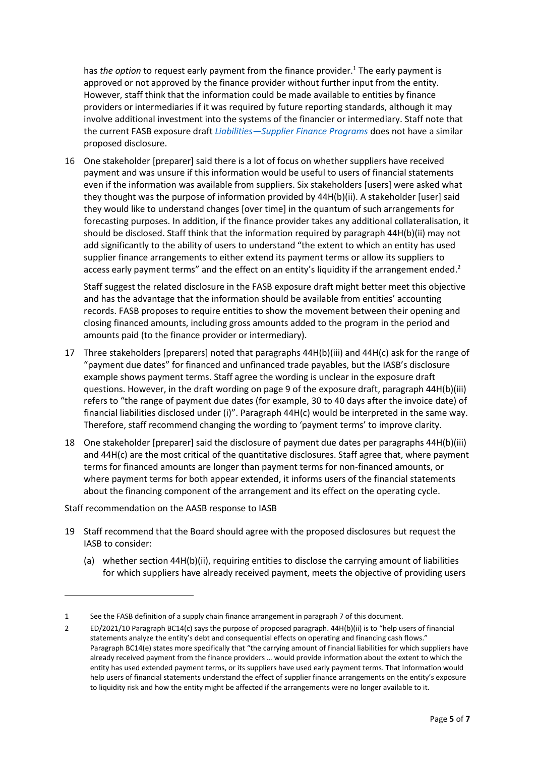has *the option* to request early payment from the finance provider.[1] The early payment is approved or not approved by the finance provider without further input from the entity. However, staff think that the information could be made available to entities by finance providers or intermediaries if it was required by future reporting standards, although it may involve additional investment into the systems of the financier or intermediary. Staff note that the current FASB exposure draft *Liabilities—Supplier Finance Programs* does not have a similar proposed disclosure.

16 One stakeholder [preparer] said there is a lot of focus on whether suppliers have received payment and was unsure if this information would be useful to users of financial statements even if the information was available from suppliers. Six stakeholders [users] were asked what they thought was the purpose of information provided by 44H(b)(ii). A stakeholder [user] said they would like to understand changes [over time] in the quantum of such arrangements for forecasting purposes. In addition, if the finance provider takes any additional collateralisation, it should be disclosed. Staff think that the information required by paragraph 44H(b)(ii) may not add significantly to the ability of users to understand "the extent to which an entity has used supplier finance arrangements to either extend its payment terms or allow its suppliers to access early payment terms" and the effect on an entity's liquidity if the arrangement ended.[2]

Staff suggest the related disclosure in the FASB exposure draft might better meet this objective and has the advantage that the information should be available from entities' accounting records. FASB proposes to require entities to show the movement between their opening and closing financed amounts, including gross amounts added to the program in the period and amounts paid (to the finance provider or intermediary).

17 Three stakeholders [preparers] noted that paragraphs 44H(b)(iii) and 44H(c) ask for the range of "payment due dates" for financed and unfinanced trade payables, but the IASB's disclosure example shows payment terms. Staff agree the wording is unclear in the exposure draft questions. However, in the draft wording on page 9 of the exposure draft, paragraph 44H(b)(iii) refers to "the range of payment due dates (for example, 30 to 40 days after the invoice date) of financial liabilities disclosed under (i)". Paragraph 44H(c) would be interpreted in the same way. Therefore, staff recommend changing the wording to 'payment terms' to improve clarity.

18 One stakeholder [preparer] said the disclosure of payment due dates per paragraphs 44H(b)(iii) and 44H(c) are the most critical of the quantitative disclosures. Staff agree that, where payment terms for financed amounts are longer than payment terms for non-financed amounts, or where payment terms for both appear extended, it informs users of the financial statements about the financing component of the arrangement and its effect on the operating cycle.

Staff recommendation on the AASB response to IASB

19 Staff recommend that the Board should agree with the proposed disclosures but request the IASB to consider:

(a) whether section 44H(b)(ii), requiring entities to disclose the carrying amount of liabilities for which suppliers have already received payment, meets the objective of providing users

---

1 See the FASB definition of a supply chain finance arrangement in paragraph 7 of this document.

2 ED/2021/10 Paragraph BC14(c) says the purpose of proposed paragraph. 44H(b)(ii) is to "help users of financial statements analyze the entity's debt and consequential effects on operating and financing cash flows." Paragraph BC14(e) states more specifically that "the carrying amount of financial liabilities for which suppliers have already received payment from the finance providers … would provide information about the extent to which the entity has used extended payment terms, or its suppliers have used early payment terms. That information would help users of financial statements understand the effect of supplier finance arrangements on the entity's exposure to liquidity risk and how the entity might be affected if the arrangements were no longer available to it.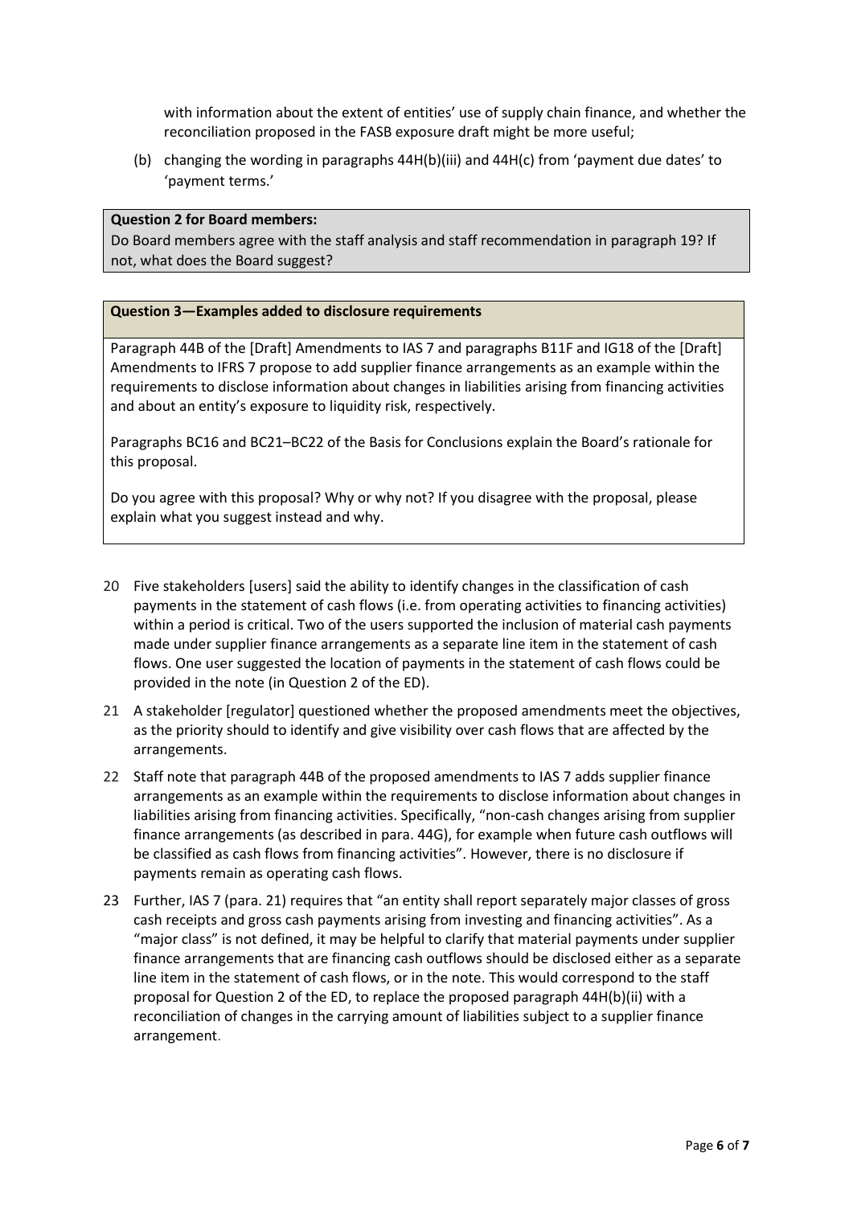with information about the extent of entities' use of supply chain finance, and whether the reconciliation proposed in the FASB exposure draft might be more useful;

(b) changing the wording in paragraphs 44H(b)(iii) and 44H(c) from 'payment due dates' to 'payment terms.'

**Question 2 for Board members:**
Do Board members agree with the staff analysis and staff recommendation in paragraph 19? If not, what does the Board suggest?

**Question 3—Examples added to disclosure requirements**

Paragraph 44B of the [Draft] Amendments to IAS 7 and paragraphs B11F and IG18 of the [Draft] Amendments to IFRS 7 propose to add supplier finance arrangements as an example within the requirements to disclose information about changes in liabilities arising from financing activities and about an entity's exposure to liquidity risk, respectively.

Paragraphs BC16 and BC21–BC22 of the Basis for Conclusions explain the Board's rationale for this proposal.

Do you agree with this proposal? Why or why not? If you disagree with the proposal, please explain what you suggest instead and why.

20 Five stakeholders [users] said the ability to identify changes in the classification of cash payments in the statement of cash flows (i.e. from operating activities to financing activities) within a period is critical. Two of the users supported the inclusion of material cash payments made under supplier finance arrangements as a separate line item in the statement of cash flows. One user suggested the location of payments in the statement of cash flows could be provided in the note (in Question 2 of the ED).

21 A stakeholder [regulator] questioned whether the proposed amendments meet the objectives, as the priority should to identify and give visibility over cash flows that are affected by the arrangements.

22 Staff note that paragraph 44B of the proposed amendments to IAS 7 adds supplier finance arrangements as an example within the requirements to disclose information about changes in liabilities arising from financing activities. Specifically, "non-cash changes arising from supplier finance arrangements (as described in para. 44G), for example when future cash outflows will be classified as cash flows from financing activities". However, there is no disclosure if payments remain as operating cash flows.

23 Further, IAS 7 (para. 21) requires that "an entity shall report separately major classes of gross cash receipts and gross cash payments arising from investing and financing activities". As a "major class" is not defined, it may be helpful to clarify that material payments under supplier finance arrangements that are financing cash outflows should be disclosed either as a separate line item in the statement of cash flows, or in the note. This would correspond to the staff proposal for Question 2 of the ED, to replace the proposed paragraph 44H(b)(ii) with a reconciliation of changes in the carrying amount of liabilities subject to a supplier finance arrangement.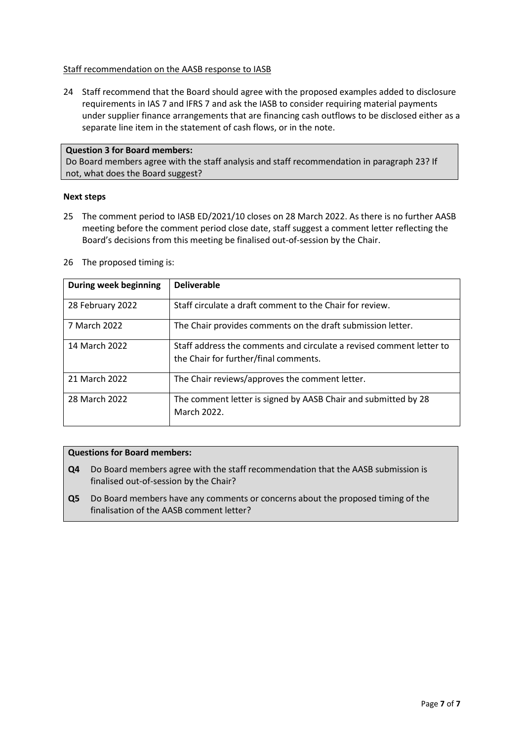Staff recommendation on the AASB response to IASB

24 Staff recommend that the Board should agree with the proposed examples added to disclosure requirements in IAS 7 and IFRS 7 and ask the IASB to consider requiring material payments under supplier finance arrangements that are financing cash outflows to be disclosed either as a separate line item in the statement of cash flows, or in the note.

> **Question 3 for Board members:**
> Do Board members agree with the staff analysis and staff recommendation in paragraph 23? If not, what does the Board suggest?

**Next steps**

25 The comment period to IASB ED/2021/10 closes on 28 March 2022. As there is no further AASB meeting before the comment period close date, staff suggest a comment letter reflecting the Board's decisions from this meeting be finalised out-of-session by the Chair.

26 The proposed timing is:

| During week beginning | Deliverable |
| --- | --- |
| 28 February 2022 | Staff circulate a draft comment to the Chair for review. |
| 7 March 2022 | The Chair provides comments on the draft submission letter. |
| 14 March 2022 | Staff address the comments and circulate a revised comment letter to the Chair for further/final comments. |
| 21 March 2022 | The Chair reviews/approves the comment letter. |
| 28 March 2022 | The comment letter is signed by AASB Chair and submitted by 28 March 2022. |

> **Questions for Board members:**
>
> **Q4** Do Board members agree with the staff recommendation that the AASB submission is finalised out-of-session by the Chair?
>
> **Q5** Do Board members have any comments or concerns about the proposed timing of the finalisation of the AASB comment letter?